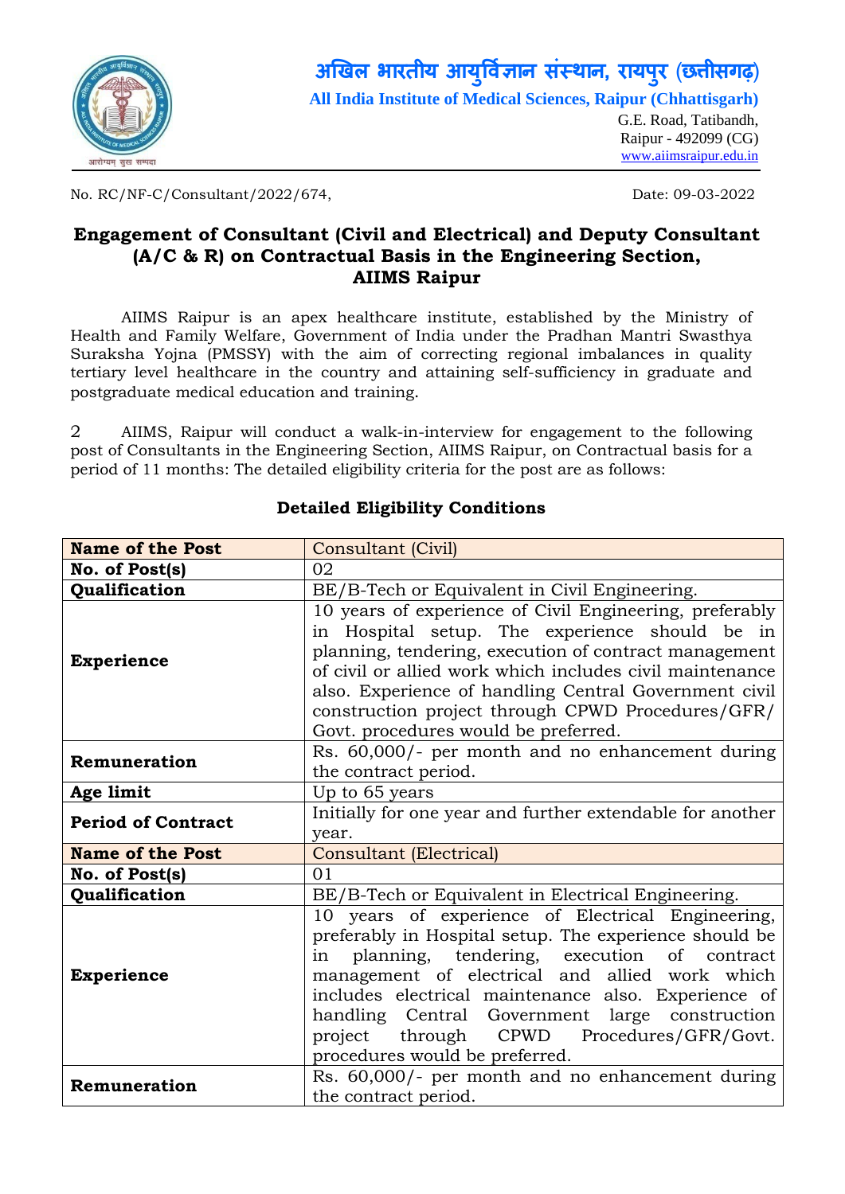# अखिल भारतीय आयुर्विज्ञान संस्थान, रायपुर (छत्तीसगढ़)

**All India Institute of Medical Sciences, Raipur (Chhattisgarh)**

G.E. Road, Tatibandh,
Raipur - 492099 (CG)
www.aiimsraipur.edu.in

No. RC/NF-C/Consultant/2022/674,                                                    Date: 09-03-2022

## Engagement of Consultant (Civil and Electrical) and Deputy Consultant (A/C & R) on Contractual Basis in the Engineering Section, AIIMS Raipur

AIIMS Raipur is an apex healthcare institute, established by the Ministry of Health and Family Welfare, Government of India under the Pradhan Mantri Swasthya Suraksha Yojna (PMSSY) with the aim of correcting regional imbalances in quality tertiary level healthcare in the country and attaining self-sufficiency in graduate and postgraduate medical education and training.

2 AIIMS, Raipur will conduct a walk-in-interview for engagement to the following post of Consultants in the Engineering Section, AIIMS Raipur, on Contractual basis for a period of 11 months: The detailed eligibility criteria for the post are as follows:

### Detailed Eligibility Conditions

| **Name of the Post** | Consultant (Civil) |
|---|---|
| **No. of Post(s)** | 02 |
| **Qualification** | BE/B-Tech or Equivalent in Civil Engineering. |
| **Experience** | 10 years of experience of Civil Engineering, preferably in Hospital setup. The experience should be in planning, tendering, execution of contract management of civil or allied work which includes civil maintenance also. Experience of handling Central Government civil construction project through CPWD Procedures/GFR/ Govt. procedures would be preferred. |
| **Remuneration** | Rs. 60,000/- per month and no enhancement during the contract period. |
| **Age limit** | Up to 65 years |
| **Period of Contract** | Initially for one year and further extendable for another year. |
| **Name of the Post** | Consultant (Electrical) |
| **No. of Post(s)** | 01 |
| **Qualification** | BE/B-Tech or Equivalent in Electrical Engineering. |
| **Experience** | 10 years of experience of Electrical Engineering, preferably in Hospital setup. The experience should be in planning, tendering, execution of contract management of electrical and allied work which includes electrical maintenance also. Experience of handling Central Government large construction project through CPWD Procedures/GFR/Govt. procedures would be preferred. |
| **Remuneration** | Rs. 60,000/- per month and no enhancement during the contract period. |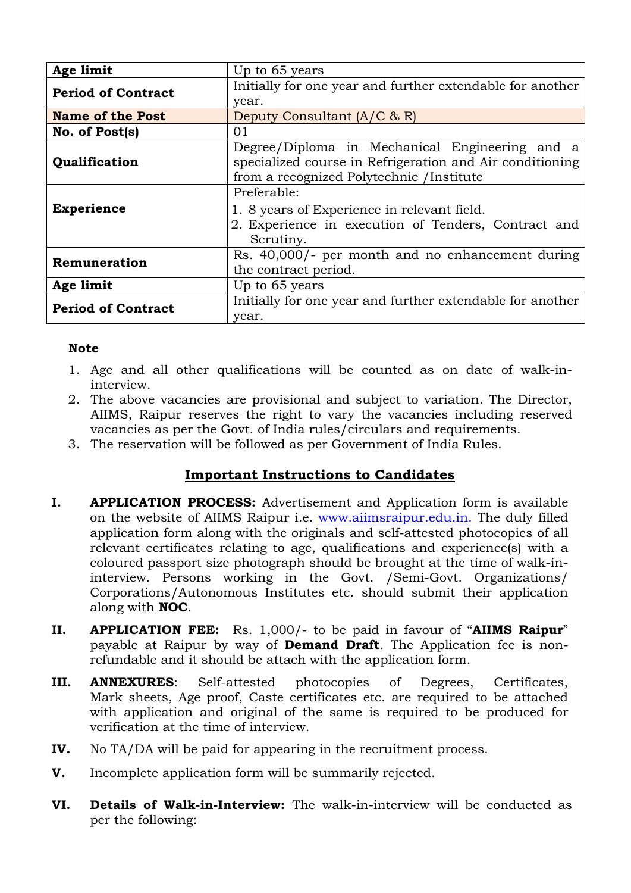| Age limit | Up to 65 years |
| --- | --- |
| Period of Contract | Initially for one year and further extendable for another year. |
| **Name of the Post** | Deputy Consultant (A/C & R) |
| No. of Post(s) | 01 |
| Qualification | Degree/Diploma in Mechanical Engineering and a specialized course in Refrigeration and Air conditioning from a recognized Polytechnic /Institute |
| Experience | Preferable:<br>1. 8 years of Experience in relevant field.<br>2. Experience in execution of Tenders, Contract and Scrutiny. |
| Remuneration | Rs. 40,000/- per month and no enhancement during the contract period. |
| Age limit | Up to 65 years |
| Period of Contract | Initially for one year and further extendable for another year. |

**Note**

1. Age and all other qualifications will be counted as on date of walk-in-interview.
2. The above vacancies are provisional and subject to variation. The Director, AIIMS, Raipur reserves the right to vary the vacancies including reserved vacancies as per the Govt. of India rules/circulars and requirements.
3. The reservation will be followed as per Government of India Rules.

## Important Instructions to Candidates

**I. APPLICATION PROCESS:** Advertisement and Application form is available on the website of AIIMS Raipur i.e. www.aiimsraipur.edu.in. The duly filled application form along with the originals and self-attested photocopies of all relevant certificates relating to age, qualifications and experience(s) with a coloured passport size photograph should be brought at the time of walk-in-interview. Persons working in the Govt. /Semi-Govt. Organizations/ Corporations/Autonomous Institutes etc. should submit their application along with **NOC**.

**II. APPLICATION FEE:** Rs. 1,000/- to be paid in favour of "**AIIMS Raipur**" payable at Raipur by way of **Demand Draft**. The Application fee is non-refundable and it should be attach with the application form.

**III. ANNEXURES**: Self-attested photocopies of Degrees, Certificates, Mark sheets, Age proof, Caste certificates etc. are required to be attached with application and original of the same is required to be produced for verification at the time of interview.

**IV.** No TA/DA will be paid for appearing in the recruitment process.

**V.** Incomplete application form will be summarily rejected.

**VI. Details of Walk-in-Interview:** The walk-in-interview will be conducted as per the following: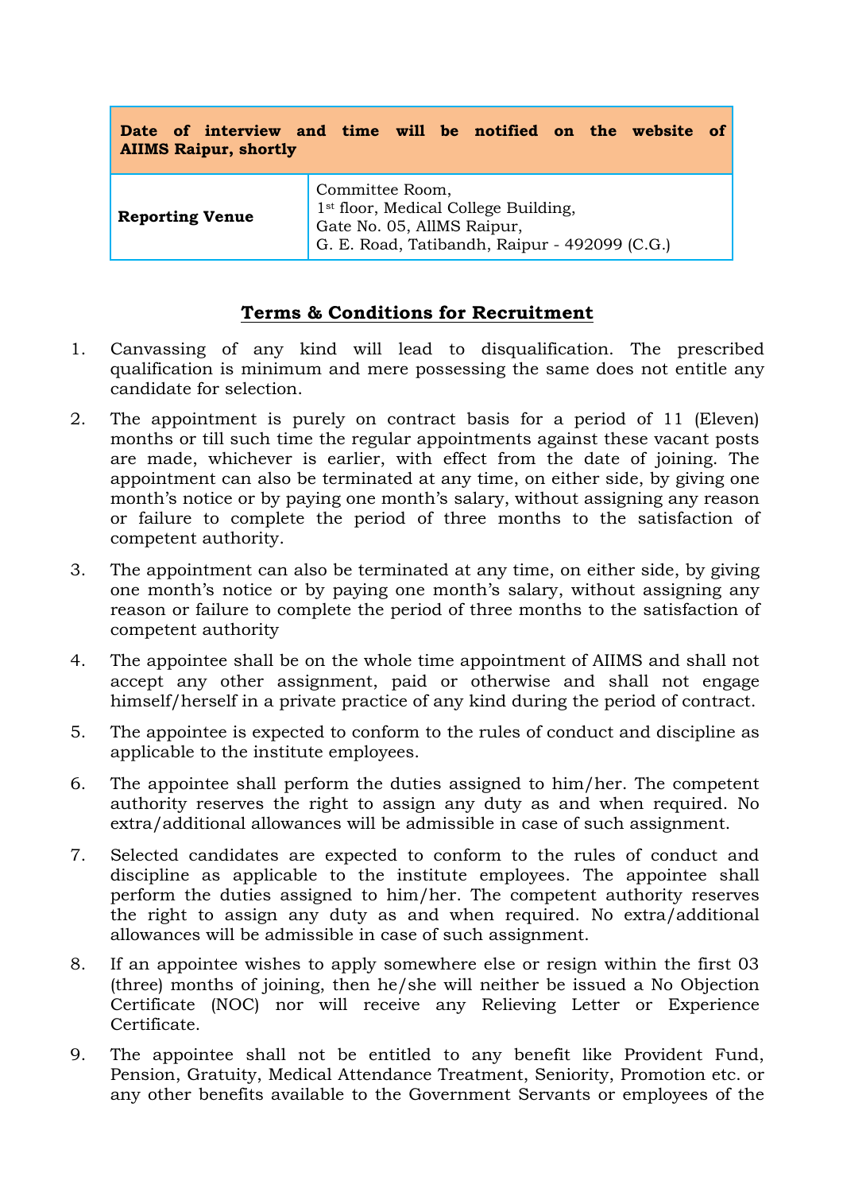| **Date of interview and time will be notified on the website of AIIMS Raipur, shortly** | |
|---|---|
| **Reporting Venue** | Committee Room,<br>1st floor, Medical College Building,<br>Gate No. 05, AIIMS Raipur,<br>G. E. Road, Tatibandh, Raipur - 492099 (C.G.) |

## Terms & Conditions for Recruitment

1. Canvassing of any kind will lead to disqualification. The prescribed qualification is minimum and mere possessing the same does not entitle any candidate for selection.
2. The appointment is purely on contract basis for a period of 11 (Eleven) months or till such time the regular appointments against these vacant posts are made, whichever is earlier, with effect from the date of joining. The appointment can also be terminated at any time, on either side, by giving one month's notice or by paying one month's salary, without assigning any reason or failure to complete the period of three months to the satisfaction of competent authority.
3. The appointment can also be terminated at any time, on either side, by giving one month's notice or by paying one month's salary, without assigning any reason or failure to complete the period of three months to the satisfaction of competent authority
4. The appointee shall be on the whole time appointment of AIIMS and shall not accept any other assignment, paid or otherwise and shall not engage himself/herself in a private practice of any kind during the period of contract.
5. The appointee is expected to conform to the rules of conduct and discipline as applicable to the institute employees.
6. The appointee shall perform the duties assigned to him/her. The competent authority reserves the right to assign any duty as and when required. No extra/additional allowances will be admissible in case of such assignment.
7. Selected candidates are expected to conform to the rules of conduct and discipline as applicable to the institute employees. The appointee shall perform the duties assigned to him/her. The competent authority reserves the right to assign any duty as and when required. No extra/additional allowances will be admissible in case of such assignment.
8. If an appointee wishes to apply somewhere else or resign within the first 03 (three) months of joining, then he/she will neither be issued a No Objection Certificate (NOC) nor will receive any Relieving Letter or Experience Certificate.
9. The appointee shall not be entitled to any benefit like Provident Fund, Pension, Gratuity, Medical Attendance Treatment, Seniority, Promotion etc. or any other benefits available to the Government Servants or employees of the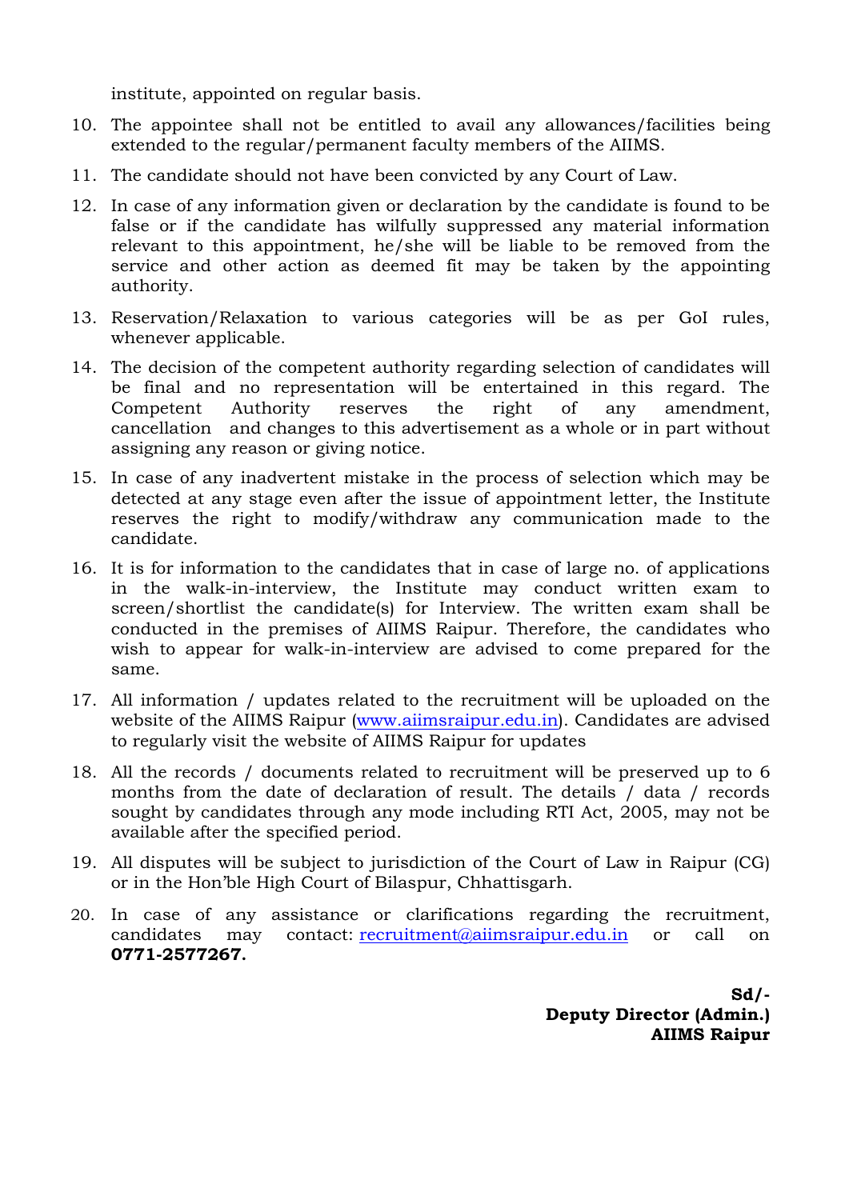institute, appointed on regular basis.

10. The appointee shall not be entitled to avail any allowances/facilities being extended to the regular/permanent faculty members of the AIIMS.
11. The candidate should not have been convicted by any Court of Law.
12. In case of any information given or declaration by the candidate is found to be false or if the candidate has wilfully suppressed any material information relevant to this appointment, he/she will be liable to be removed from the service and other action as deemed fit may be taken by the appointing authority.
13. Reservation/Relaxation to various categories will be as per GoI rules, whenever applicable.
14. The decision of the competent authority regarding selection of candidates will be final and no representation will be entertained in this regard. The Competent Authority reserves the right of any amendment, cancellation and changes to this advertisement as a whole or in part without assigning any reason or giving notice.
15. In case of any inadvertent mistake in the process of selection which may be detected at any stage even after the issue of appointment letter, the Institute reserves the right to modify/withdraw any communication made to the candidate.
16. It is for information to the candidates that in case of large no. of applications in the walk-in-interview, the Institute may conduct written exam to screen/shortlist the candidate(s) for Interview. The written exam shall be conducted in the premises of AIIMS Raipur. Therefore, the candidates who wish to appear for walk-in-interview are advised to come prepared for the same.
17. All information / updates related to the recruitment will be uploaded on the website of the AIIMS Raipur (www.aiimsraipur.edu.in). Candidates are advised to regularly visit the website of AIIMS Raipur for updates
18. All the records / documents related to recruitment will be preserved up to 6 months from the date of declaration of result. The details / data / records sought by candidates through any mode including RTI Act, 2005, may not be available after the specified period.
19. All disputes will be subject to jurisdiction of the Court of Law in Raipur (CG) or in the Hon'ble High Court of Bilaspur, Chhattisgarh.
20. In case of any assistance or clarifications regarding the recruitment, candidates may contact: recruitment@aiimsraipur.edu.in or call on **0771-2577267.**

**Sd/-**
**Deputy Director (Admin.)**
**AIIMS Raipur**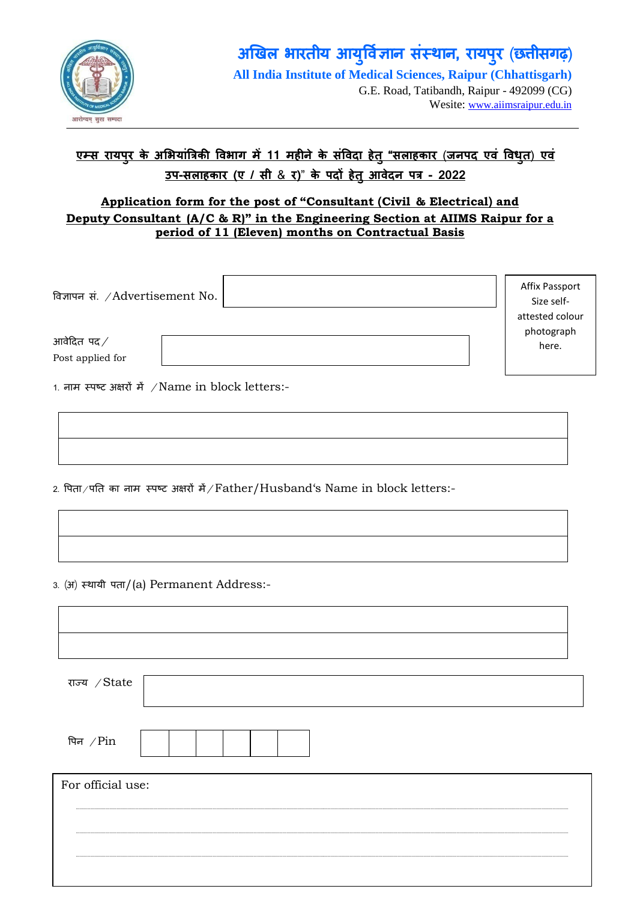# अखिल भारतीय आयुर्विज्ञान संस्थान, रायपुर (छत्तीसगढ़)

**All India Institute of Medical Sciences, Raipur (Chhattisgarh)**

G.E. Road, Tatibandh, Raipur - 492099 (CG)

Wesite: www.aiimsraipur.edu.in

---

**एम्स रायपुर के अभियांत्रिकी विभाग में 11 महीने के संविदा हेतु "सलाहकार (जनपद एवं विधुत) एवं उप-सलाहकार (ए / सी & र)" के पदों हेतु आवेदन पत्र - 2022**

**Application form for the post of "Consultant (Civil & Electrical) and Deputy Consultant (A/C & R)" in the Engineering Section at AIIMS Raipur for a period of 11 (Eleven) months on Contractual Basis**

विज्ञापन सं. /Advertisement No.

Affix Passport Size self-attested colour photograph here.

आवेदित पद/
Post applied for

1. नाम स्पष्ट अक्षरों में /Name in block letters:-

2. पिता/पति का नाम स्पष्ट अक्षरों में/Father/Husband's Name in block letters:-

3. (अ) स्थायी पता/(a) Permanent Address:-

राज्य /State

पिन /Pin

For official use: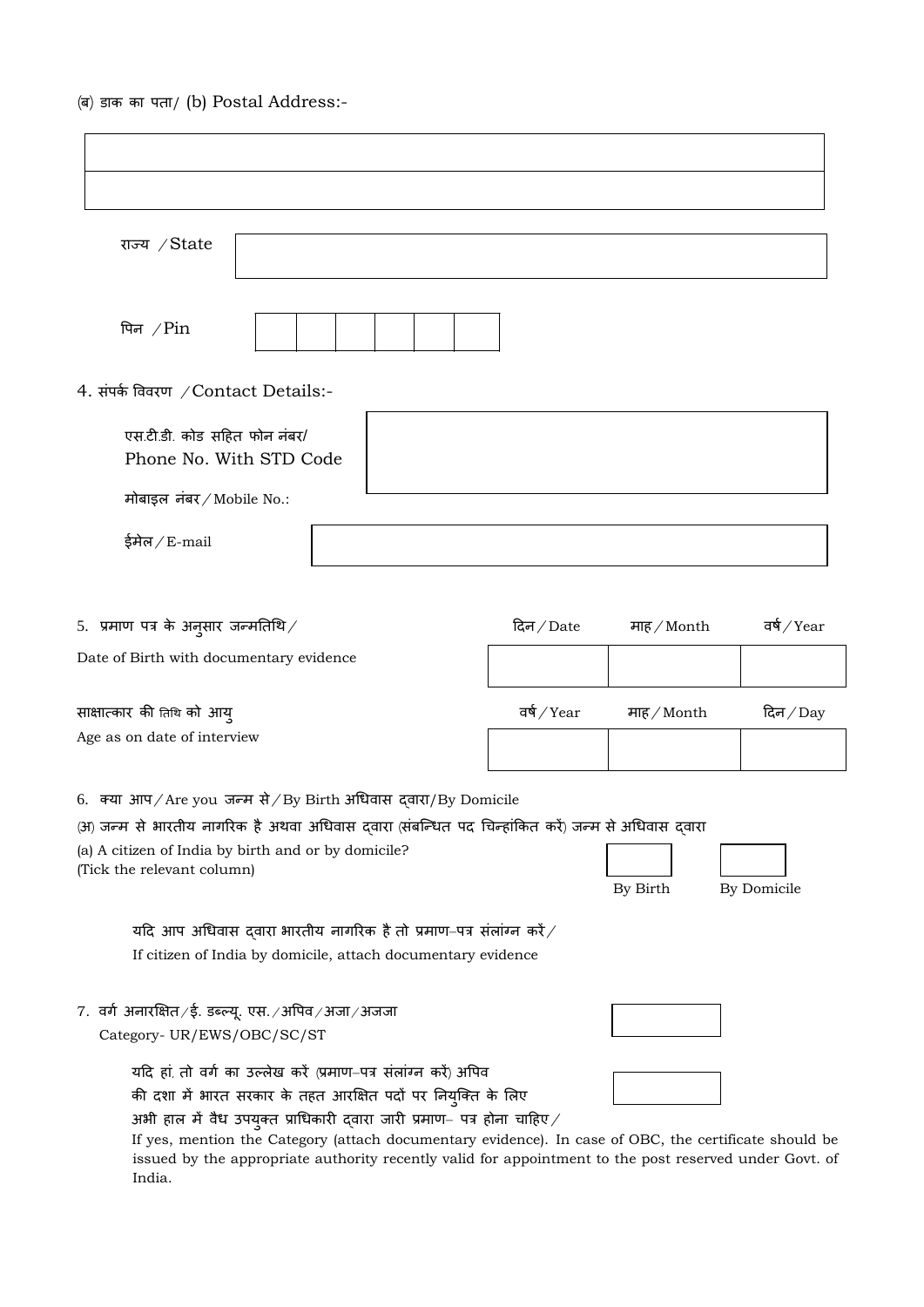(ब) डाक का पता/ (b) Postal Address:-

| |
|---|
| |
| |

राज्य /State

पिन /Pin

| | | | | | |
|---|---|---|---|---|---|
| | | | | | |

4. संपर्क विवरण /Contact Details:-

एस.टी.डी. कोड सहित फोन नंबर/ Phone No. With STD Code

मोबाइल नंबर/Mobile No.:

ईमेल/E-mail

5. प्रमाण पत्र के अनुसार जन्मतिथि/ Date of Birth with documentary evidence

| दिन/Date | माह/Month | वर्ष/Year |
|---|---|---|
| | | |

साक्षात्कार की तिथि को आयु Age as on date of interview

| वर्ष/Year | माह/Month | दिन/Day |
|---|---|---|
| | | |

6. क्या आप/Are you जन्म से/By Birth अधिवास द्वारा/By Domicile

(अ) जन्म से भारतीय नागरिक है अथवा अधिवास द्वारा (संबन्धित पद चिन्हांकित करें) जन्म से अधिवास द्वारा

(a) A citizen of India by birth and or by domicile? (Tick the relevant column)

| By Birth | By Domicile |
|---|---|
| | |

यदि आप अधिवास द्वारा भारतीय नागरिक है तो प्रमाण-पत्र संलांग्न करें/ If citizen of India by domicile, attach documentary evidence

7. वर्ग अनारक्षित/ई. डब्ल्यू. एस./अपिव/अजा/अजजा Category- UR/EWS/OBC/SC/ST

यदि हां, तो वर्ग का उल्लेख करें (प्रमाण-पत्र संलांग्न करें) अपिव की दशा में भारत सरकार के तहत आरक्षित पदों पर नियुक्ति के लिए अभी हाल में वैध उपयुक्त प्राधिकारी द्वारा जारी प्रमाण- पत्र होना चाहिए/

If yes, mention the Category (attach documentary evidence). In case of OBC, the certificate should be issued by the appropriate authority recently valid for appointment to the post reserved under Govt. of India.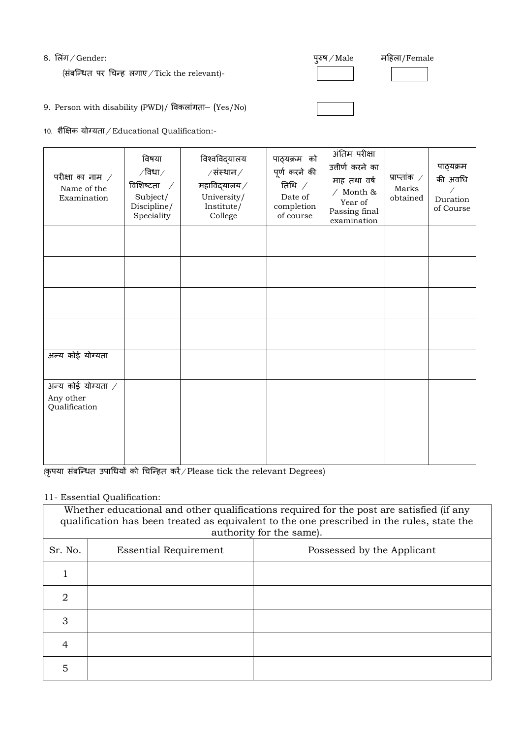8. लिंग / Gender: पुरुष / Male ☐ महिला/Female ☐

(संबन्धित पर चिन्ह लगाए / Tick the relevant)-

9. Person with disability (PWD)/ विकलांगता– (Yes/No) ☐

10. शैक्षिक योग्यता / Educational Qualification:-

| परीक्षा का नाम / Name of the Examination | विषया /विधा/ विशिष्टता / Subject/ Discipline/ Speciality | विश्वविद्यालय /संस्थान/ महाविद्यालय/ University/ Institute/ College | पाठ्यक्रम को पूर्ण करने की तिथि / Date of completion of course | अंतिम परीक्षा उत्तीर्ण करने का माह तथा वर्ष / Month & Year of Passing final examination | प्राप्तांक / Marks obtained | पाठ्यक्रम की अवधि / Duration of Course |
|---|---|---|---|---|---|---|
| | | | | | | |
| | | | | | | |
| | | | | | | |
| | | | | | | |
| अन्य कोई योग्यता | | | | | | |
| अन्य कोई योग्यता / Any other Qualification | | | | | | |

(कृपया संबन्धित उपाधियों को चिन्हित करें / Please tick the relevant Degrees)

11- Essential Qualification:

| Whether educational and other qualifications required for the post are satisfied (if any qualification has been treated as equivalent to the one prescribed in the rules, state the authority for the same). | | |
|---|---|---|
| Sr. No. | Essential Requirement | Possessed by the Applicant |
| 1 | | |
| 2 | | |
| 3 | | |
| 4 | | |
| 5 | | |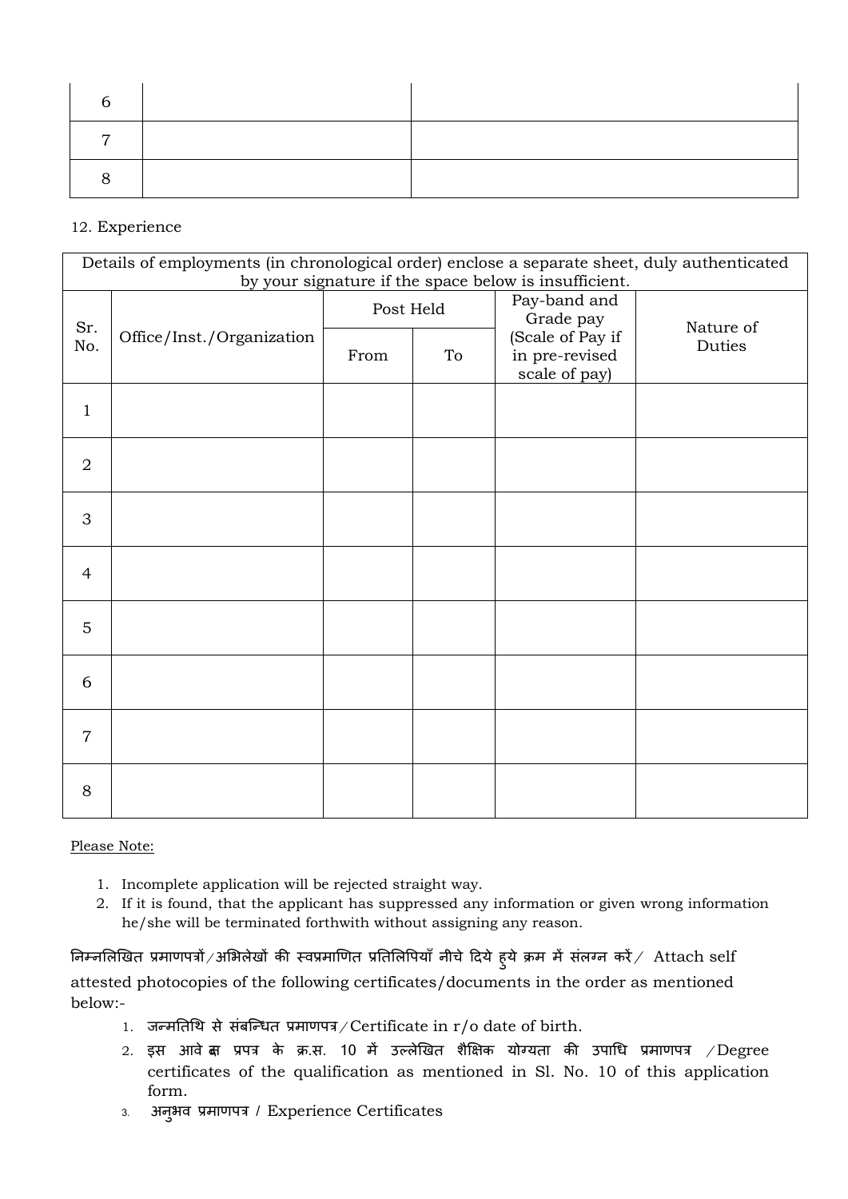| | | |
|---|---|---|
| 6 | | |
| 7 | | |
| 8 | | |

12. Experience

| Details of employments (in chronological order) enclose a separate sheet, duly authenticated by your signature if the space below is insufficient. | | | | | |
|---|---|---|---|---|---|
| Sr. No. | Office/Inst./Organization | Post Held | | Pay-band and Grade pay (Scale of Pay if in pre-revised scale of pay) | Nature of Duties |
| | | From | To | | |
| 1 | | | | | |
| 2 | | | | | |
| 3 | | | | | |
| 4 | | | | | |
| 5 | | | | | |
| 6 | | | | | |
| 7 | | | | | |
| 8 | | | | | |

Please Note:

1. Incomplete application will be rejected straight way.
2. If it is found, that the applicant has suppressed any information or given wrong information he/she will be terminated forthwith without assigning any reason.

निम्नलिखित प्रमाणपत्रों/अभिलेखों की स्वप्रमाणित प्रतिलिपियाँ नीचे दिये हुये क्रम में संलग्न करें/ Attach self attested photocopies of the following certificates/documents in the order as mentioned below:-

1. जन्मतिथि से संबन्धित प्रमाणपत्र/Certificate in r/o date of birth.
2. इस आवेदन प्रपत्र के क्र.स. 10 में उल्लेखित शैक्षिक योग्यता की उपाधि प्रमाणपत्र /Degree certificates of the qualification as mentioned in Sl. No. 10 of this application form.
3. अनुभव प्रमाणपत्र / Experience Certificates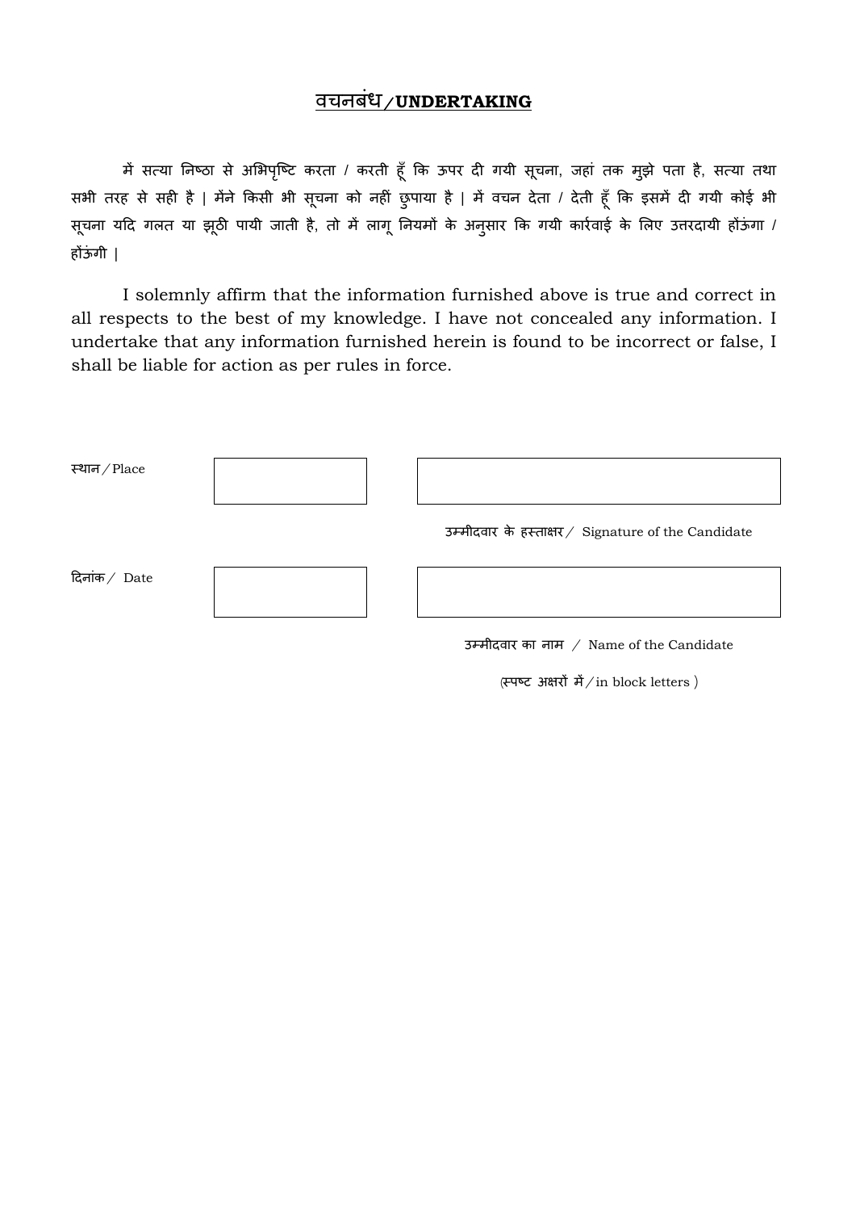## वचनबंध/UNDERTAKING

मे सत्या निष्ठा से अभिपृष्टि करता / करती हूँ कि ऊपर दी गयी सूचना, जहां तक मुझे पता है, सत्या तथा सभी तरह से सही है | मेंने किसी भी सूचना को नहीं छुपाया है | मे वचन देता / देती हूँ कि इसमें दी गयी कोई भी सूचना यदि गलत या झूठी पायी जाती है, तो मे लागू नियमों के अनुसार कि गयी कार्रवाई के लिए उत्तरदायी होंऊंगा / होंऊंगी |

I solemnly affirm that the information furnished above is true and correct in all respects to the best of my knowledge. I have not concealed any information. I undertake that any information furnished herein is found to be incorrect or false, I shall be liable for action as per rules in force.

| | | |
|---|---|---|
| स्थान/Place | | |
| | | उम्मीदवार के हस्ताक्षर/ Signature of the Candidate |
| दिनांक/ Date | | |
| | | उम्मीदवार का नाम / Name of the Candidate (स्पष्ट अक्षरों में/in block letters ) |